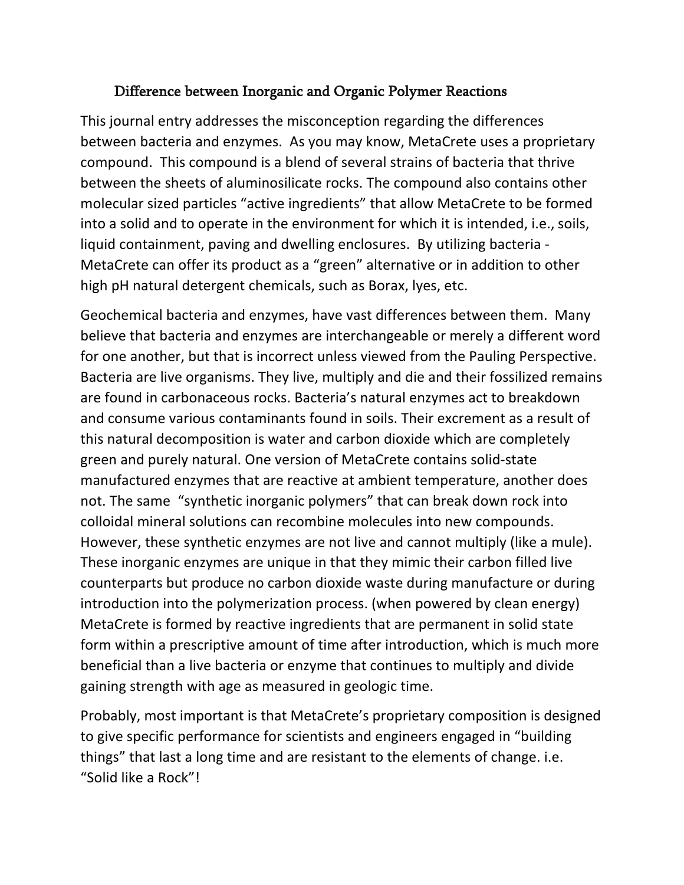# Difference between Inorganic and Organic Polymer Reactions

This journal entry addresses the misconception regarding the differences between bacteria and enzymes. As you may know, MetaCrete uses a proprietary compound. This compound is a blend of several strains of bacteria that thrive between the sheets of aluminosilicate rocks. The compound also contains other molecular sized particles "active ingredients" that allow MetaCrete to be formed into a solid and to operate in the environment for which it is intended, i.e., soils, liquid containment, paving and dwelling enclosures. By utilizing bacteria - MetaCrete can offer its product as a "green" alternative or in addition to other high pH natural detergent chemicals, such as Borax, lyes, etc.

Geochemical bacteria and enzymes, have vast differences between them. Many believe that bacteria and enzymes are interchangeable or merely a different word for one another, but that is incorrect unless viewed from the Pauling Perspective. Bacteria are live organisms. They live, multiply and die and their fossilized remains are found in carbonaceous rocks. Bacteria's natural enzymes act to breakdown and consume various contaminants found in soils. Their excrement as a result of this natural decomposition is water and carbon dioxide which are completely green and purely natural. One version of MetaCrete contains solid-state manufactured enzymes that are reactive at ambient temperature, another does not. The same "synthetic inorganic polymers" that can break down rock into colloidal mineral solutions can recombine molecules into new compounds. However, these synthetic enzymes are not live and cannot multiply (like a mule). These inorganic enzymes are unique in that they mimic their carbon filled live counterparts but produce no carbon dioxide waste during manufacture or during introduction into the polymerization process. (when powered by clean energy) MetaCrete is formed by reactive ingredients that are permanent in solid state form within a prescriptive amount of time after introduction, which is much more beneficial than a live bacteria or enzyme that continues to multiply and divide gaining strength with age as measured in geologic time.

Probably, most important is that MetaCrete's proprietary composition is designed to give specific performance for scientists and engineers engaged in "building things" that last a long time and are resistant to the elements of change. i.e. "Solid like a Rock"!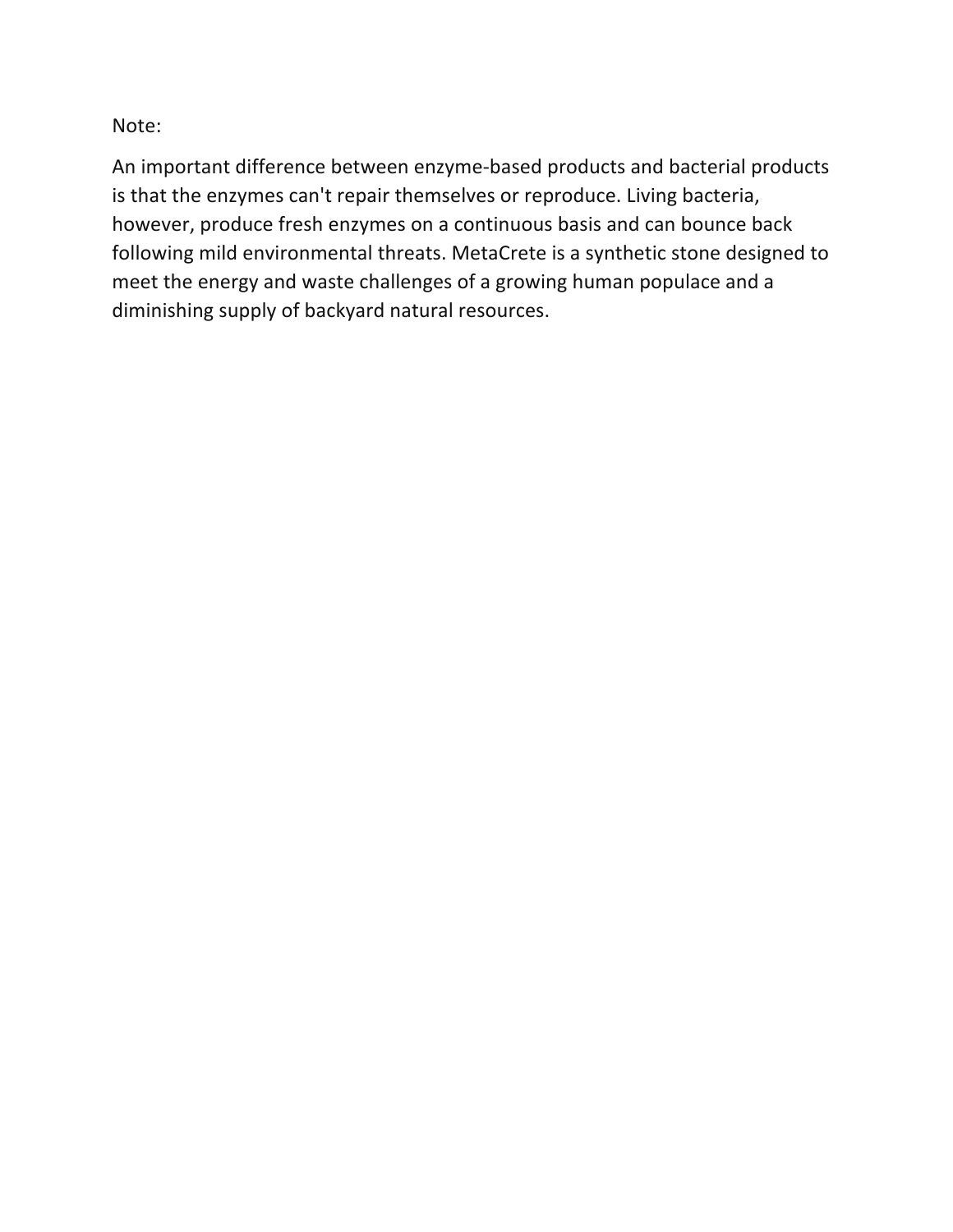Note:

An important difference between enzyme-based products and bacterial products is that the enzymes can't repair themselves or reproduce. Living bacteria, however, produce fresh enzymes on a continuous basis and can bounce back following mild environmental threats. MetaCrete is a synthetic stone designed to meet the energy and waste challenges of a growing human populace and a diminishing supply of backyard natural resources.